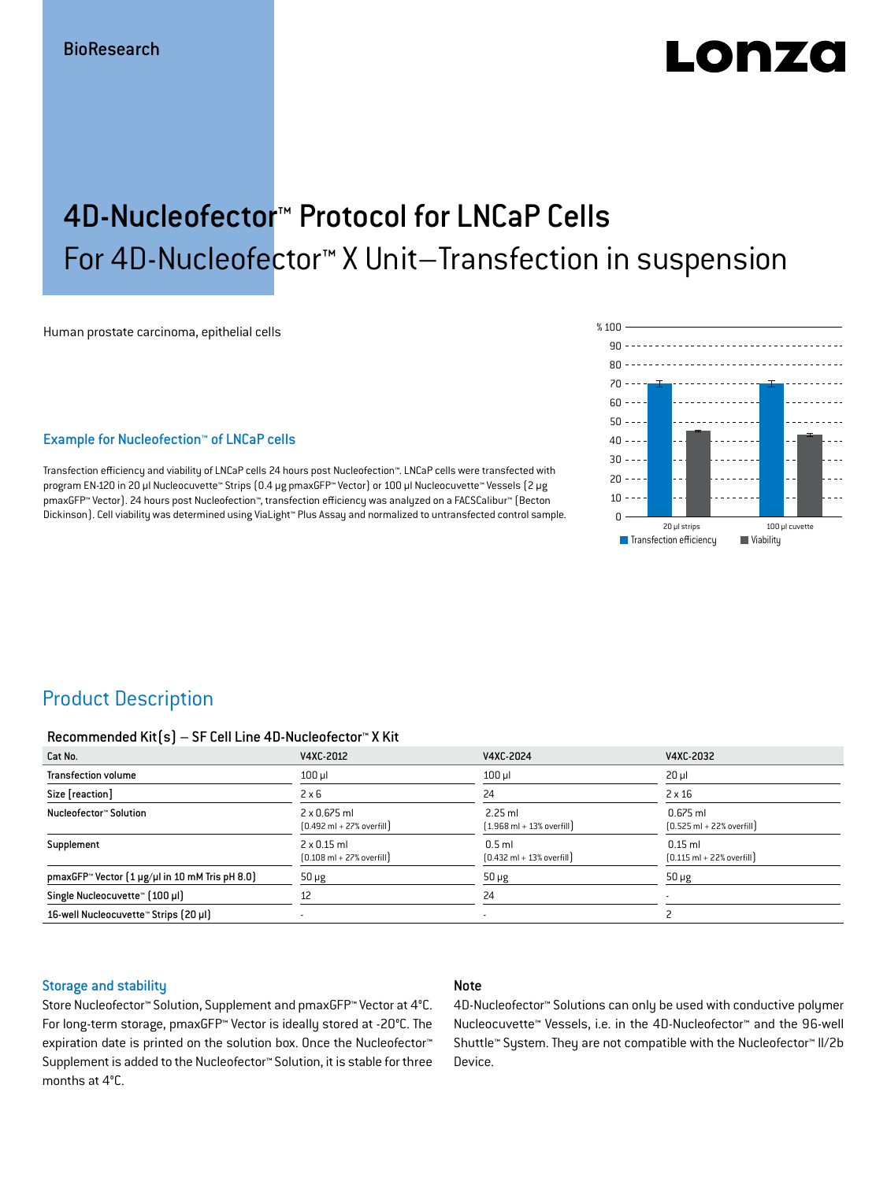BioResearch

# 4D-Nucleofector™ Protocol for LNCaP Cells

## For 4D-Nucleofector™ X Unit—Transfection in suspension

Human prostate carcinoma, epithelial cells

### Example for Nucleofection™ of LNCaP cells

Transfection efficiency and viability of LNCaP cells 24 hours post Nucleofection™. LNCaP cells were transfected with program EN-120 in 20 µl Nucleocuvette™ Strips (0.4 µg pmaxGFP™ Vector) or 100 µl Nucleocuvette™ Vessels (2 µg pmaxGFP™ Vector). 24 hours post Nucleofection™, transfection efficiency was analyzed on a FACSCalibur™ (Becton Dickinson). Cell viability was determined using ViaLight™ Plus Assay and normalized to untransfected control sample.

## Product Description

**Recommended Kit(s) – SF Cell Line 4D-Nucleofector™ X Kit**

| Cat No. | V4XC-2012 | V4XC-2024 | V4XC-2032 |
|---|---|---|---|
| Transfection volume | 100 µl | 100 µl | 20 µl |
| Size [reaction] | 2 x 6 | 24 | 2 x 16 |
| Nucleofector™ Solution | 2 x 0.675 ml (0.492 ml + 27% overfill) | 2.25 ml (1.968 ml + 13% overfill) | 0.675 ml (0.525 ml + 22% overfill) |
| Supplement | 2 x 0.15 ml (0.108 ml + 27% overfill) | 0.5 ml (0.432 ml + 13% overfill) | 0.15 ml (0.115 ml + 22% overfill) |
| pmaxGFP™ Vector (1 µg/µl in 10 mM Tris pH 8.0) | 50 µg | 50 µg | 50 µg |
| Single Nucleocuvette™ (100 µl) | 12 | 24 | - |
| 16-well Nucleocuvette™ Strips (20 µl) | - | - | 2 |

### Storage and stability

Store Nucleofector™ Solution, Supplement and pmaxGFP™ Vector at 4°C. For long-term storage, pmaxGFP™ Vector is ideally stored at -20°C. The expiration date is printed on the solution box. Once the Nucleofector™ Supplement is added to the Nucleofector™ Solution, it is stable for three months at 4°C.

### Note

4D-Nucleofector™ Solutions can only be used with conductive polymer Nucleocuvette™ Vessels, i.e. in the 4D-Nucleofector™ and the 96-well Shuttle™ System. They are not compatible with the Nucleofector™ II/2b Device.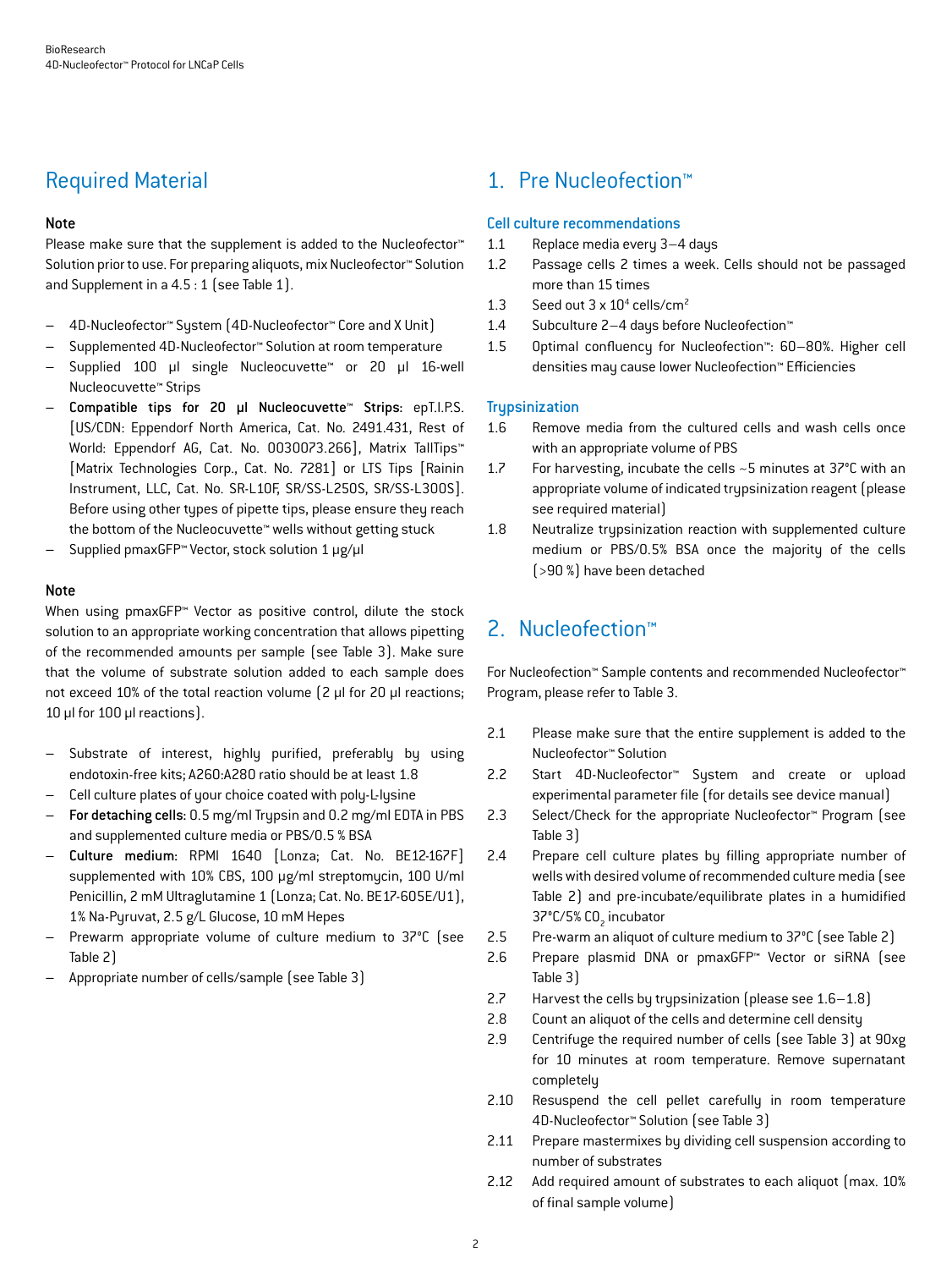## Required Material

**Note**

Please make sure that the supplement is added to the Nucleofector™ Solution prior to use. For preparing aliquots, mix Nucleofector™ Solution and Supplement in a 4.5 : 1 (see Table 1).

- 4D-Nucleofector™ System (4D-Nucleofector™ Core and X Unit)
- Supplemented 4D-Nucleofector™ Solution at room temperature
- Supplied 100 µl single Nucleocuvette™ or 20 µl 16-well Nucleocuvette™ Strips
- **Compatible tips for 20 µl Nucleocuvette™ Strips:** epT.I.P.S. [US/CDN: Eppendorf North America, Cat. No. 2491.431, Rest of World: Eppendorf AG, Cat. No. 0030073.266], Matrix TallTips™ [Matrix Technologies Corp., Cat. No. 7281] or LTS Tips [Rainin Instrument, LLC, Cat. No. SR-L10F, SR/SS-L250S, SR/SS-L300S]. Before using other types of pipette tips, please ensure they reach the bottom of the Nucleocuvette™ wells without getting stuck
- Supplied pmaxGFP™ Vector, stock solution 1 µg/µl

**Note**

When using pmaxGFP™ Vector as positive control, dilute the stock solution to an appropriate working concentration that allows pipetting of the recommended amounts per sample (see Table 3). Make sure that the volume of substrate solution added to each sample does not exceed 10% of the total reaction volume (2 µl for 20 µl reactions; 10 µl for 100 µl reactions).

- Substrate of interest, highly purified, preferably by using endotoxin-free kits; A260:A280 ratio should be at least 1.8
- Cell culture plates of your choice coated with poly-L-lysine
- **For detaching cells:** 0.5 mg/ml Trypsin and 0.2 mg/ml EDTA in PBS and supplemented culture media or PBS/0.5 % BSA
- **Culture medium:** RPMI 1640 [Lonza; Cat. No. BE12-167F] supplemented with 10% CBS, 100 µg/ml streptomycin, 100 U/ml Penicillin, 2 mM Ultraglutamine 1 (Lonza; Cat. No. BE17-605E/U1), 1% Na-Pyruvat, 2.5 g/L Glucose, 10 mM Hepes
- Prewarm appropriate volume of culture medium to 37°C (see Table 2)
- Appropriate number of cells/sample (see Table 3)

## 1. Pre Nucleofection™

### Cell culture recommendations

1.1 Replace media every 3–4 days

1.2 Passage cells 2 times a week. Cells should not be passaged more than 15 times

1.3 Seed out 3 x $10^4$ cells/cm$^2$

1.4 Subculture 2–4 days before Nucleofection™

1.5 Optimal confluency for Nucleofection™: 60–80%. Higher cell densities may cause lower Nucleofection™ Efficiencies

### Trypsinization

1.6 Remove media from the cultured cells and wash cells once with an appropriate volume of PBS

1.7 For harvesting, incubate the cells ~5 minutes at 37°C with an appropriate volume of indicated trypsinization reagent (please see required material)

1.8 Neutralize trypsinization reaction with supplemented culture medium or PBS/0.5% BSA once the majority of the cells (>90 %) have been detached

## 2. Nucleofection™

For Nucleofection™ Sample contents and recommended Nucleofector™ Program, please refer to Table 3.

2.1 Please make sure that the entire supplement is added to the Nucleofector™ Solution

2.2 Start 4D-Nucleofector™ System and create or upload experimental parameter file (for details see device manual)

2.3 Select/Check for the appropriate Nucleofector™ Program (see Table 3)

2.4 Prepare cell culture plates by filling appropriate number of wells with desired volume of recommended culture media (see Table 2) and pre-incubate/equilibrate plates in a humidified 37°C/5% $CO_2$ incubator

2.5 Pre-warm an aliquot of culture medium to 37°C (see Table 2)

2.6 Prepare plasmid DNA or pmaxGFP™ Vector or siRNA (see Table 3)

2.7 Harvest the cells by trypsinization (please see 1.6–1.8)

2.8 Count an aliquot of the cells and determine cell density

2.9 Centrifuge the required number of cells (see Table 3) at 90xg for 10 minutes at room temperature. Remove supernatant completely

2.10 Resuspend the cell pellet carefully in room temperature 4D-Nucleofector™ Solution (see Table 3)

2.11 Prepare mastermixes by dividing cell suspension according to number of substrates

2.12 Add required amount of substrates to each aliquot (max. 10% of final sample volume)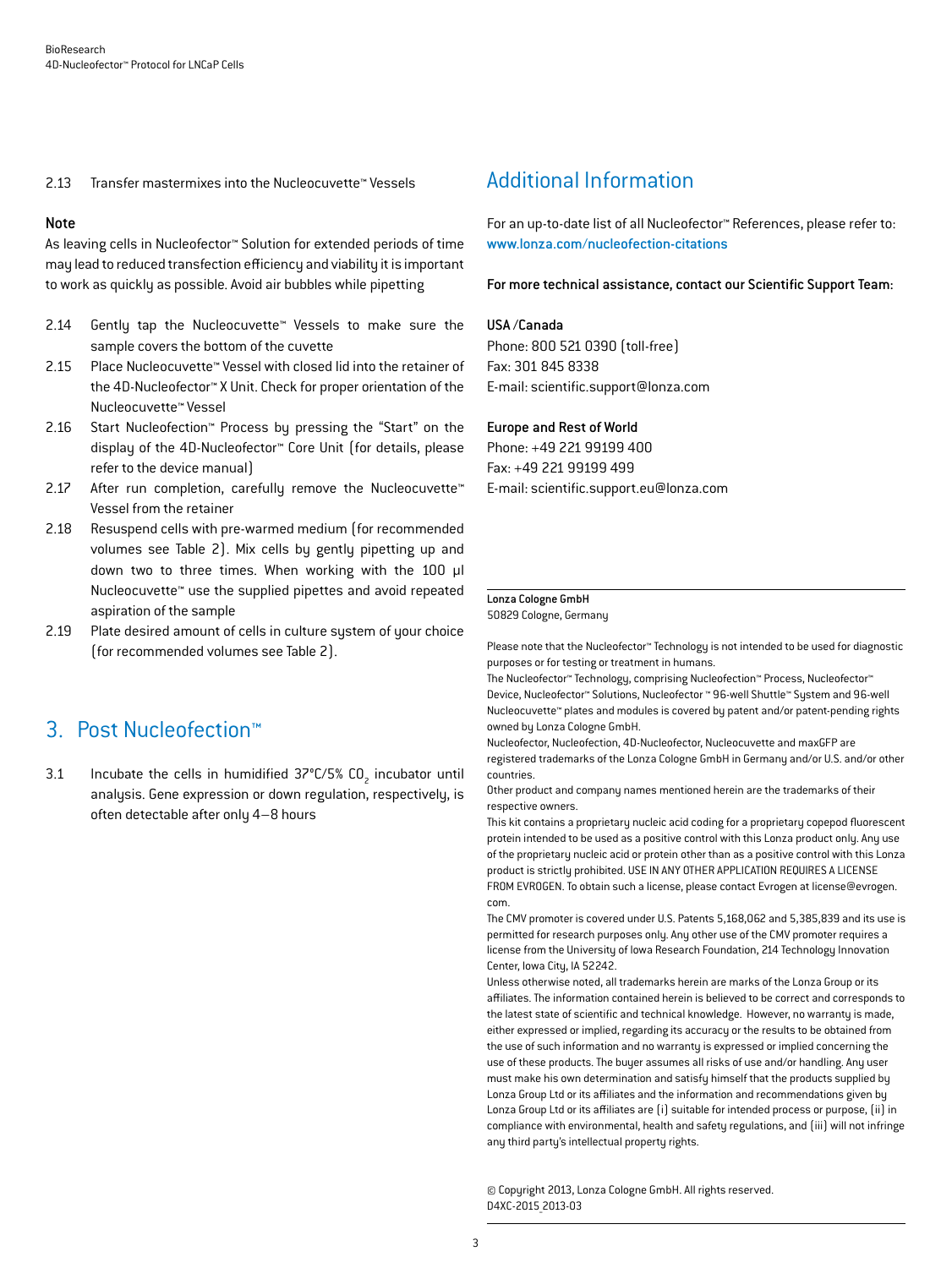2.13 Transfer mastermixes into the Nucleocuvette™ Vessels

**Note**

As leaving cells in Nucleofector™ Solution for extended periods of time may lead to reduced transfection efficiency and viability it is important to work as quickly as possible. Avoid air bubbles while pipetting

2.14 Gently tap the Nucleocuvette™ Vessels to make sure the sample covers the bottom of the cuvette

2.15 Place Nucleocuvette™ Vessel with closed lid into the retainer of the 4D-Nucleofector™ X Unit. Check for proper orientation of the Nucleocuvette™ Vessel

2.16 Start Nucleofection™ Process by pressing the "Start" on the display of the 4D-Nucleofector™ Core Unit (for details, please refer to the device manual)

2.17 After run completion, carefully remove the Nucleocuvette™ Vessel from the retainer

2.18 Resuspend cells with pre-warmed medium (for recommended volumes see Table 2). Mix cells by gently pipetting up and down two to three times. When working with the 100 µl Nucleocuvette™ use the supplied pipettes and avoid repeated aspiration of the sample

2.19 Plate desired amount of cells in culture system of your choice (for recommended volumes see Table 2).

## 3. Post Nucleofection™

3.1 Incubate the cells in humidified 37°C/5% $CO_2$ incubator until analysis. Gene expression or down regulation, respectively, is often detectable after only 4–8 hours

## Additional Information

For an up-to-date list of all Nucleofector™ References, please refer to: www.lonza.com/nucleofection-citations

**For more technical assistance, contact our Scientific Support Team:**

**USA /Canada**
Phone: 800 521 0390 (toll-free)
Fax: 301 845 8338
E-mail: scientific.support@lonza.com

**Europe and Rest of World**
Phone: +49 221 99199 400
Fax: +49 221 99199 499
E-mail: scientific.support.eu@lonza.com

**Lonza Cologne GmbH**
50829 Cologne, Germany

Please note that the Nucleofector™ Technology is not intended to be used for diagnostic purposes or for testing or treatment in humans.
The Nucleofector™ Technology, comprising Nucleofection™ Process, Nucleofector™ Device, Nucleofector™ Solutions, Nucleofector ™ 96-well Shuttle™ System and 96-well Nucleocuvette™ plates and modules is covered by patent and/or patent-pending rights owned by Lonza Cologne GmbH.
Nucleofector, Nucleofection, 4D-Nucleofector, Nucleocuvette and maxGFP are registered trademarks of the Lonza Cologne GmbH in Germany and/or U.S. and/or other countries.
Other product and company names mentioned herein are the trademarks of their respective owners.
This kit contains a proprietary nucleic acid coding for a proprietary copepod fluorescent protein intended to be used as a positive control with this Lonza product only. Any use of the proprietary nucleic acid or protein other than as a positive control with this Lonza product is strictly prohibited. USE IN ANY OTHER APPLICATION REQUIRES A LICENSE FROM EVROGEN. To obtain such a license, please contact Evrogen at license@evrogen.com.
The CMV promoter is covered under U.S. Patents 5,168,062 and 5,385,839 and its use is permitted for research purposes only. Any other use of the CMV promoter requires a license from the University of Iowa Research Foundation, 214 Technology Innovation Center, Iowa City, IA 52242.
Unless otherwise noted, all trademarks herein are marks of the Lonza Group or its affiliates. The information contained herein is believed to be correct and corresponds to the latest state of scientific and technical knowledge. However, no warranty is made, either expressed or implied, regarding its accuracy or the results to be obtained from the use of such information and no warranty is expressed or implied concerning the use of these products. The buyer assumes all risks of use and/or handling. Any user must make his own determination and satisfy himself that the products supplied by Lonza Group Ltd or its affiliates and the information and recommendations given by Lonza Group Ltd or its affiliates are (i) suitable for intended process or purpose, (ii) in compliance with environmental, health and safety regulations, and (iii) will not infringe any third party's intellectual property rights.

© Copyright 2013, Lonza Cologne GmbH. All rights reserved.
D4XC-2015_2013-03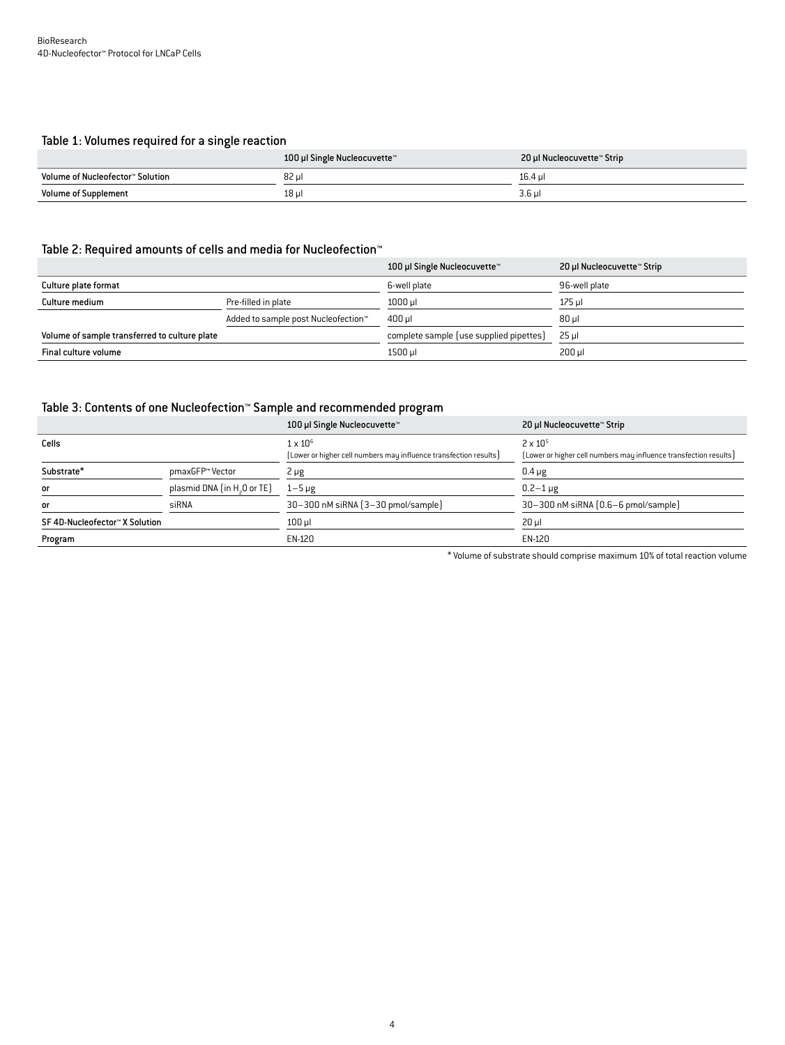## Table 1: Volumes required for a single reaction

| | 100 µl Single Nucleocuvette™ | 20 µl Nucleocuvette™ Strip |
|---|---|---|
| Volume of Nucleofector™ Solution | 82 µl | 16.4 µl |
| Volume of Supplement | 18 µl | 3.6 µl |

## Table 2: Required amounts of cells and media for Nucleofection™

| | | 100 µl Single Nucleocuvette™ | 20 µl Nucleocuvette™ Strip |
|---|---|---|---|
| Culture plate format | | 6-well plate | 96-well plate |
| Culture medium | Pre-filled in plate | 1000 µl | 175 µl |
| | Added to sample post Nucleofection™ | 400 µl | 80 µl |
| Volume of sample transferred to culture plate | | complete sample (use supplied pipettes) | 25 µl |
| Final culture volume | | 1500 µl | 200 µl |

## Table 3: Contents of one Nucleofection™ Sample and recommended program

| | | 100 µl Single Nucleocuvette™ | 20 µl Nucleocuvette™ Strip |
|---|---|---|---|
| Cells | | $1 \times 10^6$ (Lower or higher cell numbers may influence transfection results) | $2 \times 10^5$ (Lower or higher cell numbers may influence transfection results) |
| Substrate* | pmaxGFP™ Vector | 2 µg | 0.4 µg |
| or | plasmid DNA (in $H_2O$ or TE) | 1–5 µg | 0.2–1 µg |
| or | siRNA | 30–300 nM siRNA (3–30 pmol/sample) | 30–300 nM siRNA (0.6–6 pmol/sample) |
| SF 4D-Nucleofector™ X Solution | | 100 µl | 20 µl |
| Program | | EN-120 | EN-120 |

* Volume of substrate should comprise maximum 10% of total reaction volume